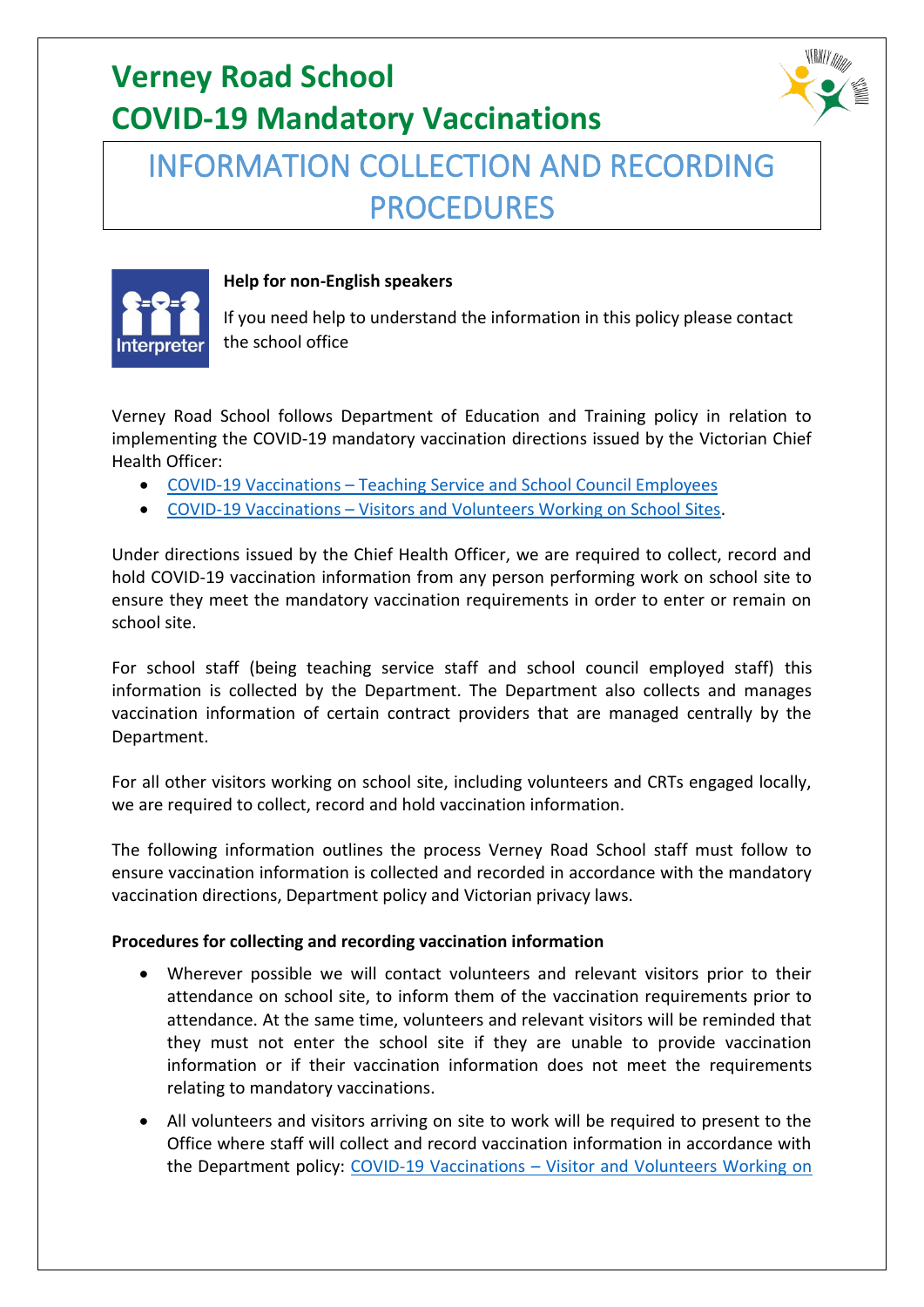# Verney Road School
# COVID-19 Mandatory Vaccinations

## INFORMATION COLLECTION AND RECORDING PROCEDURES

**Help for non-English speakers**

If you need help to understand the information in this policy please contact the school office

Verney Road School follows Department of Education and Training policy in relation to implementing the COVID-19 mandatory vaccination directions issued by the Victorian Chief Health Officer:

- COVID-19 Vaccinations – Teaching Service and School Council Employees
- COVID-19 Vaccinations – Visitors and Volunteers Working on School Sites.

Under directions issued by the Chief Health Officer, we are required to collect, record and hold COVID-19 vaccination information from any person performing work on school site to ensure they meet the mandatory vaccination requirements in order to enter or remain on school site.

For school staff (being teaching service staff and school council employed staff) this information is collected by the Department. The Department also collects and manages vaccination information of certain contract providers that are managed centrally by the Department.

For all other visitors working on school site, including volunteers and CRTs engaged locally, we are required to collect, record and hold vaccination information.

The following information outlines the process Verney Road School staff must follow to ensure vaccination information is collected and recorded in accordance with the mandatory vaccination directions, Department policy and Victorian privacy laws.

**Procedures for collecting and recording vaccination information**

- Wherever possible we will contact volunteers and relevant visitors prior to their attendance on school site, to inform them of the vaccination requirements prior to attendance. At the same time, volunteers and relevant visitors will be reminded that they must not enter the school site if they are unable to provide vaccination information or if their vaccination information does not meet the requirements relating to mandatory vaccinations.
- All volunteers and visitors arriving on site to work will be required to present to the Office where staff will collect and record vaccination information in accordance with the Department policy: COVID-19 Vaccinations – Visitor and Volunteers Working on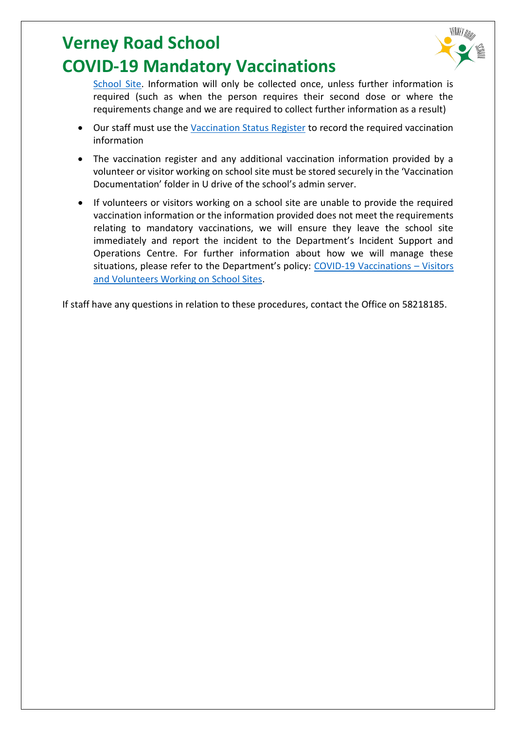School Site. Information will only be collected once, unless further information is required (such as when the person requires their second dose or where the requirements change and we are required to collect further information as a result)

- Our staff must use the Vaccination Status Register to record the required vaccination information
- The vaccination register and any additional vaccination information provided by a volunteer or visitor working on school site must be stored securely in the 'Vaccination Documentation' folder in U drive of the school's admin server.
- If volunteers or visitors working on a school site are unable to provide the required vaccination information or the information provided does not meet the requirements relating to mandatory vaccinations, we will ensure they leave the school site immediately and report the incident to the Department's Incident Support and Operations Centre. For further information about how we will manage these situations, please refer to the Department's policy: COVID-19 Vaccinations – Visitors and Volunteers Working on School Sites.

If staff have any questions in relation to these procedures, contact the Office on 58218185.